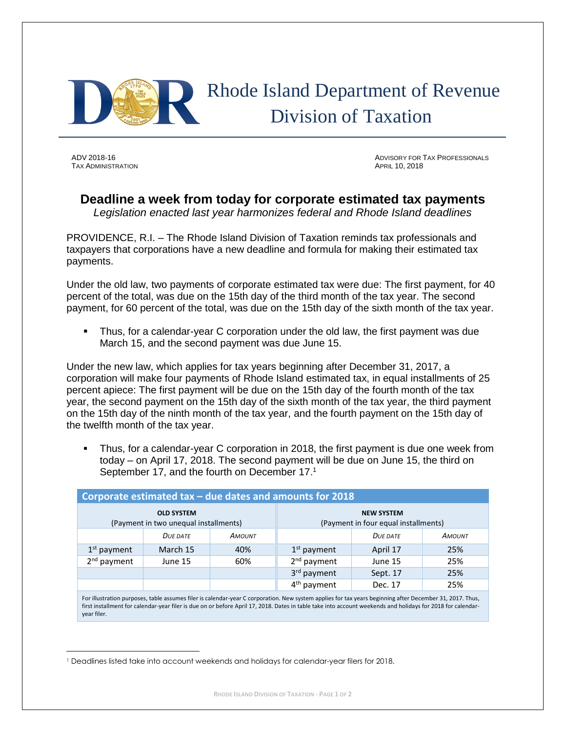# Rhode Island Department of Revenue
# Division of Taxation

ADV 2018-16
TAX ADMINISTRATION

ADVISORY FOR TAX PROFESSIONALS
APRIL 10, 2018

## Deadline a week from today for corporate estimated tax payments

*Legislation enacted last year harmonizes federal and Rhode Island deadlines*

PROVIDENCE, R.I. – The Rhode Island Division of Taxation reminds tax professionals and taxpayers that corporations have a new deadline and formula for making their estimated tax payments.

Under the old law, two payments of corporate estimated tax were due: The first payment, for 40 percent of the total, was due on the 15th day of the third month of the tax year. The second payment, for 60 percent of the total, was due on the 15th day of the sixth month of the tax year.

- Thus, for a calendar-year C corporation under the old law, the first payment was due March 15, and the second payment was due June 15.

Under the new law, which applies for tax years beginning after December 31, 2017, a corporation will make four payments of Rhode Island estimated tax, in equal installments of 25 percent apiece: The first payment will be due on the 15th day of the fourth month of the tax year, the second payment on the 15th day of the sixth month of the tax year, the third payment on the 15th day of the ninth month of the tax year, and the fourth payment on the 15th day of the twelfth month of the tax year.

- Thus, for a calendar-year C corporation in 2018, the first payment is due one week from today – on April 17, 2018. The second payment will be due on June 15, the third on September 17, and the fourth on December 17.[1]

**Corporate estimated tax – due dates and amounts for 2018**

| **OLD SYSTEM** (Payment in two unequal installments) | | | **NEW SYSTEM** (Payment in four equal installments) | | |
|---|---|---|---|---|---|
| | *Due date* | *Amount* | | *Due date* | *Amount* |
| 1st payment | March 15 | 40% | 1st payment | April 17 | 25% |
| 2nd payment | June 15 | 60% | 2nd payment | June 15 | 25% |
| | | | 3rd payment | Sept. 17 | 25% |
| | | | 4th payment | Dec. 17 | 25% |

For illustration purposes, table assumes filer is calendar-year C corporation. New system applies for tax years beginning after December 31, 2017. Thus, first installment for calendar-year filer is due on or before April 17, 2018. Dates in table take into account weekends and holidays for 2018 for calendar-year filer.

[1] Deadlines listed take into account weekends and holidays for calendar-year filers for 2018.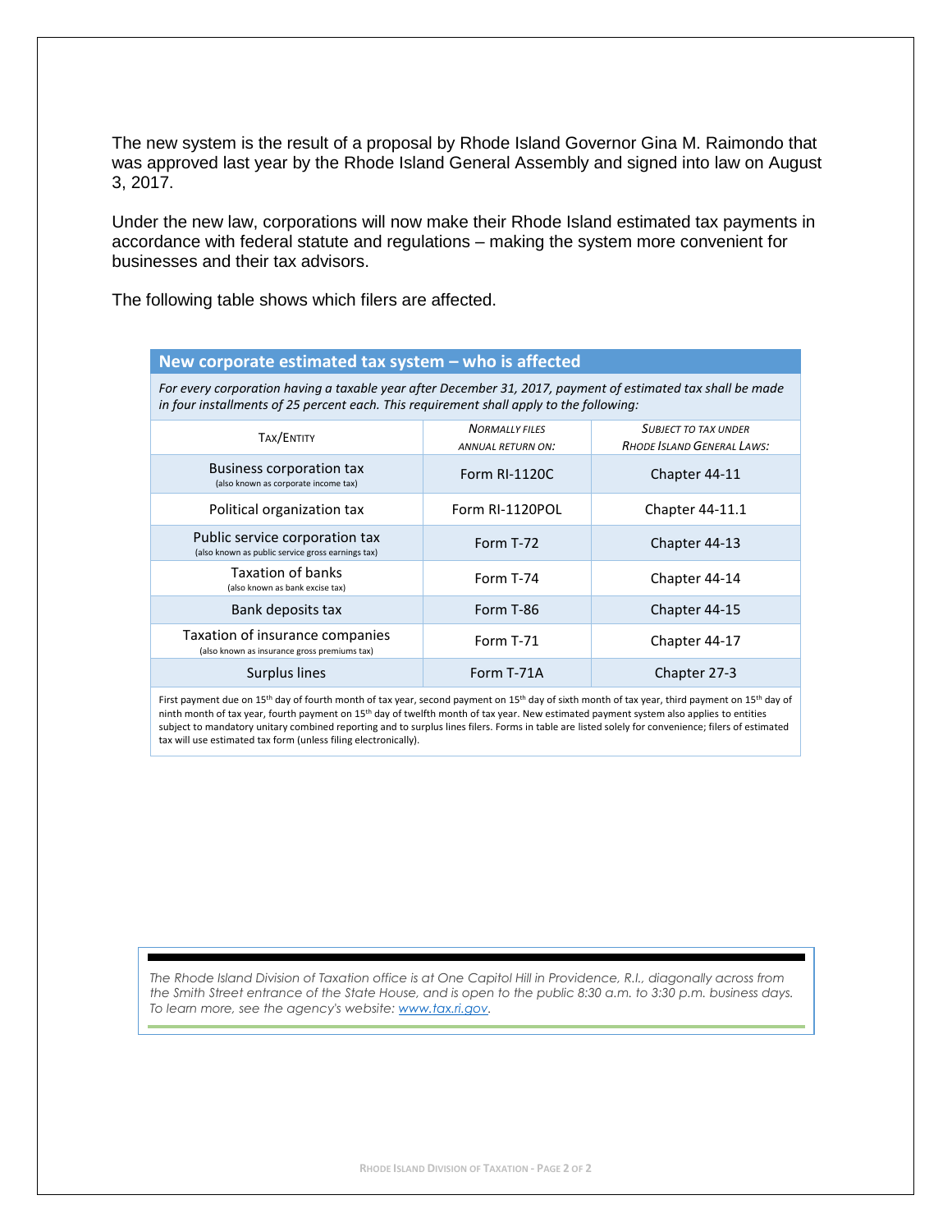The new system is the result of a proposal by Rhode Island Governor Gina M. Raimondo that was approved last year by the Rhode Island General Assembly and signed into law on August 3, 2017.

Under the new law, corporations will now make their Rhode Island estimated tax payments in accordance with federal statute and regulations – making the system more convenient for businesses and their tax advisors.

The following table shows which filers are affected.

**New corporate estimated tax system – who is affected**

*For every corporation having a taxable year after December 31, 2017, payment of estimated tax shall be made in four installments of 25 percent each. This requirement shall apply to the following:*

| TAX/ENTITY | *NORMALLY FILES ANNUAL RETURN ON:* | *SUBJECT TO TAX UNDER RHODE ISLAND GENERAL LAWS:* |
|---|---|---|
| Business corporation tax (also known as corporate income tax) | Form RI-1120C | Chapter 44-11 |
| Political organization tax | Form RI-1120POL | Chapter 44-11.1 |
| Public service corporation tax (also known as public service gross earnings tax) | Form T-72 | Chapter 44-13 |
| Taxation of banks (also known as bank excise tax) | Form T-74 | Chapter 44-14 |
| Bank deposits tax | Form T-86 | Chapter 44-15 |
| Taxation of insurance companies (also known as insurance gross premiums tax) | Form T-71 | Chapter 44-17 |
| Surplus lines | Form T-71A | Chapter 27-3 |

First payment due on 15th day of fourth month of tax year, second payment on 15th day of sixth month of tax year, third payment on 15th day of ninth month of tax year, fourth payment on 15th day of twelfth month of tax year. New estimated payment system also applies to entities subject to mandatory unitary combined reporting and to surplus lines filers. Forms in table are listed solely for convenience; filers of estimated tax will use estimated tax form (unless filing electronically).

*The Rhode Island Division of Taxation office is at One Capitol Hill in Providence, R.I., diagonally across from the Smith Street entrance of the State House, and is open to the public 8:30 a.m. to 3:30 p.m. business days. To learn more, see the agency's website: [www.tax.ri.gov](http://www.tax.ri.gov).*